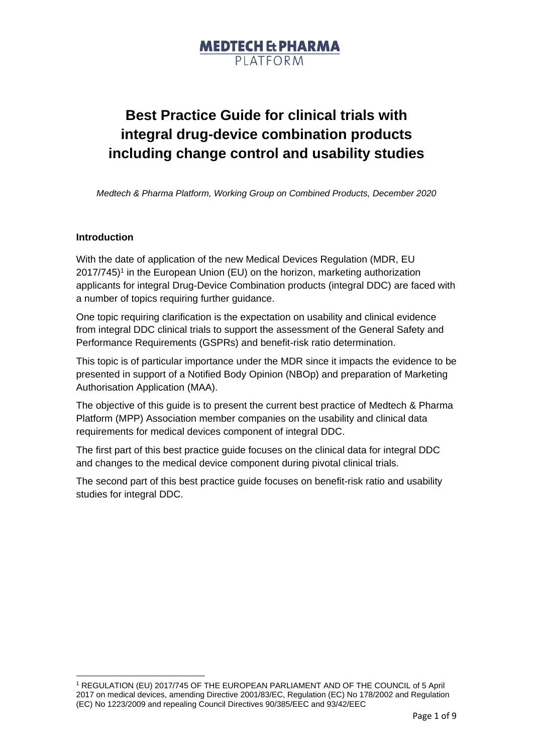MEDTECH & PHARMA PLATFORM

# Best Practice Guide for clinical trials with integral drug-device combination products including change control and usability studies

*Medtech & Pharma Platform, Working Group on Combined Products, December 2020*

## Introduction

With the date of application of the new Medical Devices Regulation (MDR, EU 2017/745)[1] in the European Union (EU) on the horizon, marketing authorization applicants for integral Drug-Device Combination products (integral DDC) are faced with a number of topics requiring further guidance.

One topic requiring clarification is the expectation on usability and clinical evidence from integral DDC clinical trials to support the assessment of the General Safety and Performance Requirements (GSPRs) and benefit-risk ratio determination.

This topic is of particular importance under the MDR since it impacts the evidence to be presented in support of a Notified Body Opinion (NBOp) and preparation of Marketing Authorisation Application (MAA).

The objective of this guide is to present the current best practice of Medtech & Pharma Platform (MPP) Association member companies on the usability and clinical data requirements for medical devices component of integral DDC.

The first part of this best practice guide focuses on the clinical data for integral DDC and changes to the medical device component during pivotal clinical trials.

The second part of this best practice guide focuses on benefit-risk ratio and usability studies for integral DDC.

[1] REGULATION (EU) 2017/745 OF THE EUROPEAN PARLIAMENT AND OF THE COUNCIL of 5 April 2017 on medical devices, amending Directive 2001/83/EC, Regulation (EC) No 178/2002 and Regulation (EC) No 1223/2009 and repealing Council Directives 90/385/EEC and 93/42/EEC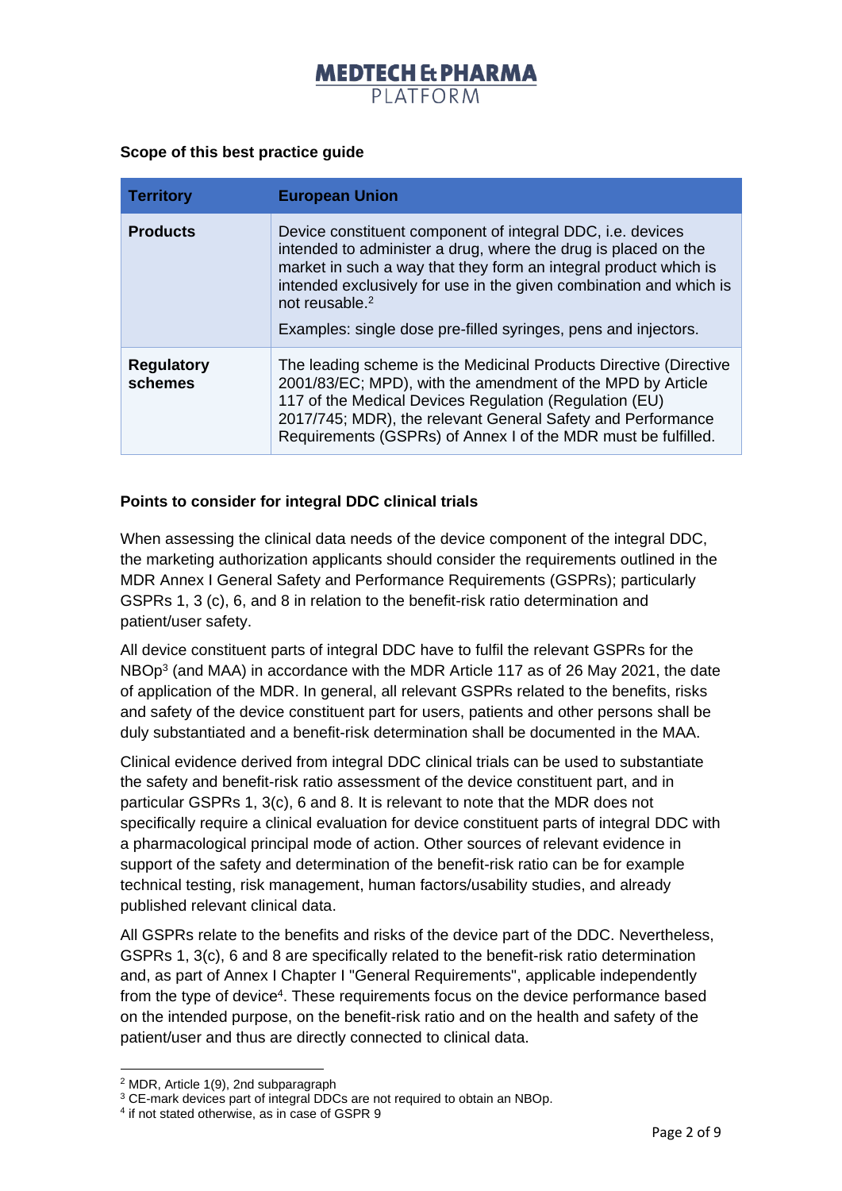### Scope of this best practice guide

| Territory | European Union |
|---|---|
| **Products** | Device constituent component of integral DDC, i.e. devices intended to administer a drug, where the drug is placed on the market in such a way that they form an integral product which is intended exclusively for use in the given combination and which is not reusable.[2]<br><br>Examples: single dose pre-filled syringes, pens and injectors. |
| **Regulatory schemes** | The leading scheme is the Medicinal Products Directive (Directive 2001/83/EC; MPD), with the amendment of the MPD by Article 117 of the Medical Devices Regulation (Regulation (EU) 2017/745; MDR), the relevant General Safety and Performance Requirements (GSPRs) of Annex I of the MDR must be fulfilled. |

### Points to consider for integral DDC clinical trials

When assessing the clinical data needs of the device component of the integral DDC, the marketing authorization applicants should consider the requirements outlined in the MDR Annex I General Safety and Performance Requirements (GSPRs); particularly GSPRs 1, 3 (c), 6, and 8 in relation to the benefit-risk ratio determination and patient/user safety.

All device constituent parts of integral DDC have to fulfil the relevant GSPRs for the NBOp[3] (and MAA) in accordance with the MDR Article 117 as of 26 May 2021, the date of application of the MDR. In general, all relevant GSPRs related to the benefits, risks and safety of the device constituent part for users, patients and other persons shall be duly substantiated and a benefit-risk determination shall be documented in the MAA.

Clinical evidence derived from integral DDC clinical trials can be used to substantiate the safety and benefit-risk ratio assessment of the device constituent part, and in particular GSPRs 1, 3(c), 6 and 8. It is relevant to note that the MDR does not specifically require a clinical evaluation for device constituent parts of integral DDC with a pharmacological principal mode of action. Other sources of relevant evidence in support of the safety and determination of the benefit-risk ratio can be for example technical testing, risk management, human factors/usability studies, and already published relevant clinical data.

All GSPRs relate to the benefits and risks of the device part of the DDC. Nevertheless, GSPRs 1, 3(c), 6 and 8 are specifically related to the benefit-risk ratio determination and, as part of Annex I Chapter I "General Requirements", applicable independently from the type of device[4]. These requirements focus on the device performance based on the intended purpose, on the benefit-risk ratio and on the health and safety of the patient/user and thus are directly connected to clinical data.

---

[2] MDR, Article 1(9), 2nd subparagraph

[3] CE-mark devices part of integral DDCs are not required to obtain an NBOp.

[4] if not stated otherwise, as in case of GSPR 9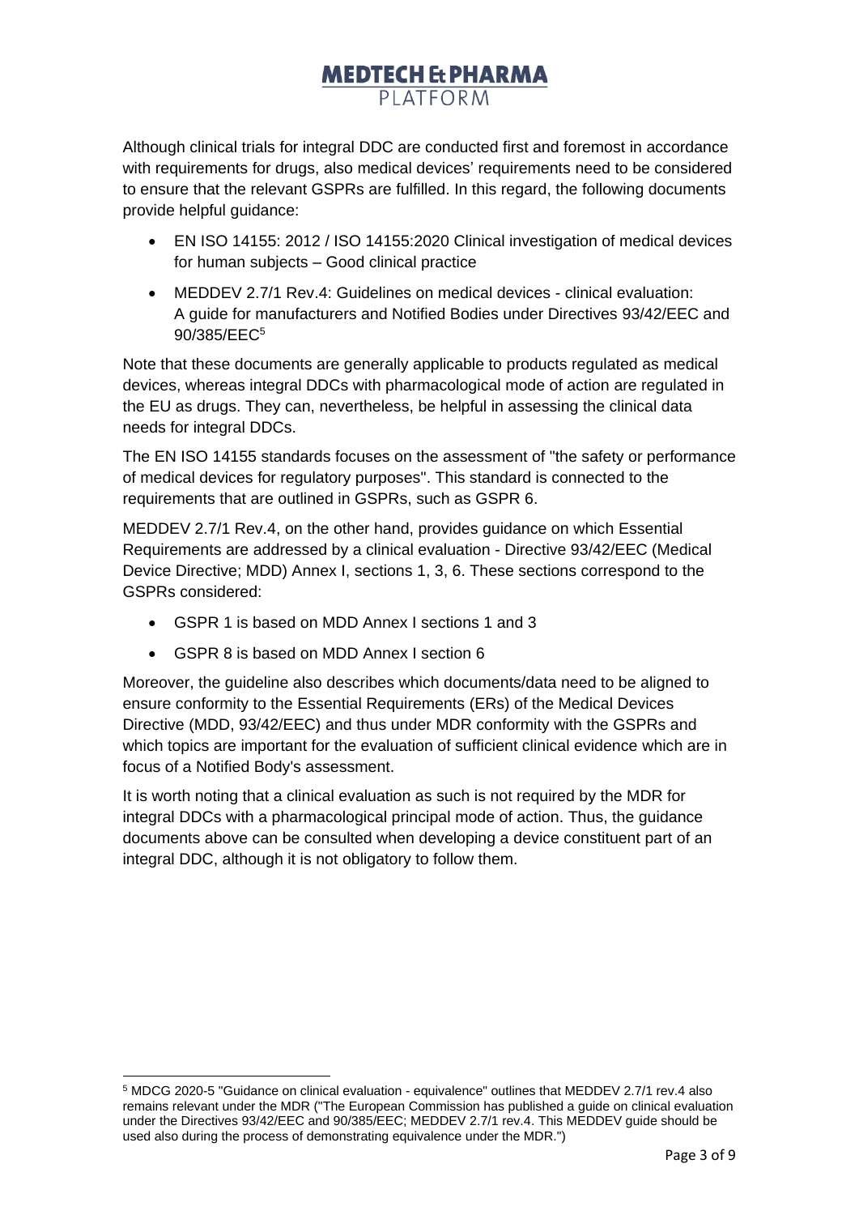Although clinical trials for integral DDC are conducted first and foremost in accordance with requirements for drugs, also medical devices' requirements need to be considered to ensure that the relevant GSPRs are fulfilled. In this regard, the following documents provide helpful guidance:

- EN ISO 14155: 2012 / ISO 14155:2020 Clinical investigation of medical devices for human subjects – Good clinical practice
- MEDDEV 2.7/1 Rev.4: Guidelines on medical devices - clinical evaluation: A guide for manufacturers and Notified Bodies under Directives 93/42/EEC and 90/385/EEC[5]

Note that these documents are generally applicable to products regulated as medical devices, whereas integral DDCs with pharmacological mode of action are regulated in the EU as drugs. They can, nevertheless, be helpful in assessing the clinical data needs for integral DDCs.

The EN ISO 14155 standards focuses on the assessment of "the safety or performance of medical devices for regulatory purposes". This standard is connected to the requirements that are outlined in GSPRs, such as GSPR 6.

MEDDEV 2.7/1 Rev.4, on the other hand, provides guidance on which Essential Requirements are addressed by a clinical evaluation - Directive 93/42/EEC (Medical Device Directive; MDD) Annex I, sections 1, 3, 6. These sections correspond to the GSPRs considered:

- GSPR 1 is based on MDD Annex I sections 1 and 3
- GSPR 8 is based on MDD Annex I section 6

Moreover, the guideline also describes which documents/data need to be aligned to ensure conformity to the Essential Requirements (ERs) of the Medical Devices Directive (MDD, 93/42/EEC) and thus under MDR conformity with the GSPRs and which topics are important for the evaluation of sufficient clinical evidence which are in focus of a Notified Body's assessment.

It is worth noting that a clinical evaluation as such is not required by the MDR for integral DDCs with a pharmacological principal mode of action. Thus, the guidance documents above can be consulted when developing a device constituent part of an integral DDC, although it is not obligatory to follow them.

[5] MDCG 2020-5 "Guidance on clinical evaluation - equivalence" outlines that MEDDEV 2.7/1 rev.4 also remains relevant under the MDR ("The European Commission has published a guide on clinical evaluation under the Directives 93/42/EEC and 90/385/EEC; MEDDEV 2.7/1 rev.4. This MEDDEV guide should be used also during the process of demonstrating equivalence under the MDR.")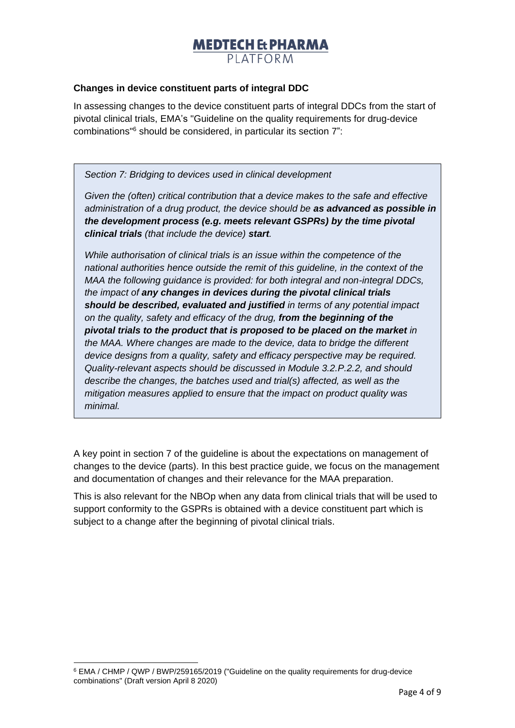**Changes in device constituent parts of integral DDC**

In assessing changes to the device constituent parts of integral DDCs from the start of pivotal clinical trials, EMA's "Guideline on the quality requirements for drug-device combinations"[6] should be considered, in particular its section 7":

> *Section 7: Bridging to devices used in clinical development*
>
> *Given the (often) critical contribution that a device makes to the safe and effective administration of a drug product, the device should be* ***as advanced as possible in the development process (e.g. meets relevant GSPRs) by the time pivotal clinical trials*** *(that include the device)* ***start****.*
>
> *While authorisation of clinical trials is an issue within the competence of the national authorities hence outside the remit of this guideline, in the context of the MAA the following guidance is provided: for both integral and non-integral DDCs, the impact of* ***any changes in devices during the pivotal clinical trials should be described, evaluated and justified*** *in terms of any potential impact on the quality, safety and efficacy of the drug,* ***from the beginning of the pivotal trials to the product that is proposed to be placed on the market*** *in the MAA. Where changes are made to the device, data to bridge the different device designs from a quality, safety and efficacy perspective may be required. Quality-relevant aspects should be discussed in Module 3.2.P.2.2, and should describe the changes, the batches used and trial(s) affected, as well as the mitigation measures applied to ensure that the impact on product quality was minimal.*

A key point in section 7 of the guideline is about the expectations on management of changes to the device (parts). In this best practice guide, we focus on the management and documentation of changes and their relevance for the MAA preparation.

This is also relevant for the NBOp when any data from clinical trials that will be used to support conformity to the GSPRs is obtained with a device constituent part which is subject to a change after the beginning of pivotal clinical trials.

---

[6] EMA / CHMP / QWP / BWP/259165/2019 ("Guideline on the quality requirements for drug-device combinations" (Draft version April 8 2020)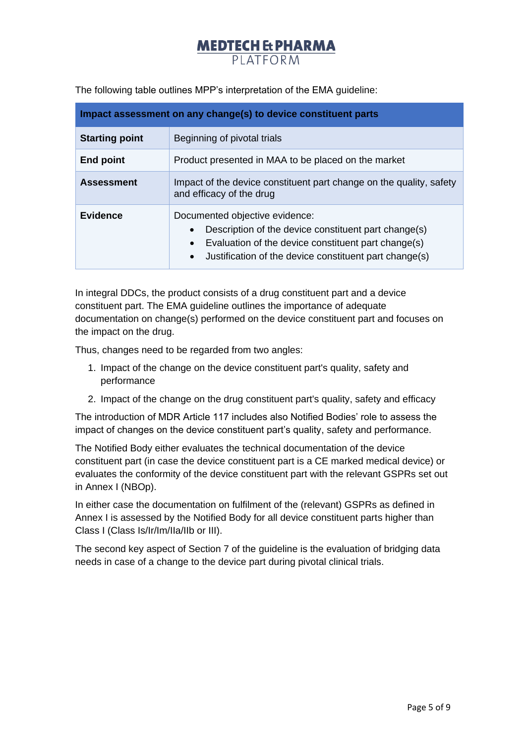The following table outlines MPP's interpretation of the EMA guideline:

| Impact assessment on any change(s) to device constituent parts | |
|---|---|
| **Starting point** | Beginning of pivotal trials |
| **End point** | Product presented in MAA to be placed on the market |
| **Assessment** | Impact of the device constituent part change on the quality, safety and efficacy of the drug |
| **Evidence** | Documented objective evidence:<br>• Description of the device constituent part change(s)<br>• Evaluation of the device constituent part change(s)<br>• Justification of the device constituent part change(s) |

In integral DDCs, the product consists of a drug constituent part and a device constituent part. The EMA guideline outlines the importance of adequate documentation on change(s) performed on the device constituent part and focuses on the impact on the drug.

Thus, changes need to be regarded from two angles:

1. Impact of the change on the device constituent part's quality, safety and performance
2. Impact of the change on the drug constituent part's quality, safety and efficacy

The introduction of MDR Article 117 includes also Notified Bodies' role to assess the impact of changes on the device constituent part's quality, safety and performance.

The Notified Body either evaluates the technical documentation of the device constituent part (in case the device constituent part is a CE marked medical device) or evaluates the conformity of the device constituent part with the relevant GSPRs set out in Annex I (NBOp).

In either case the documentation on fulfilment of the (relevant) GSPRs as defined in Annex I is assessed by the Notified Body for all device constituent parts higher than Class I (Class Is/Ir/Im/IIa/IIb or III).

The second key aspect of Section 7 of the guideline is the evaluation of bridging data needs in case of a change to the device part during pivotal clinical trials.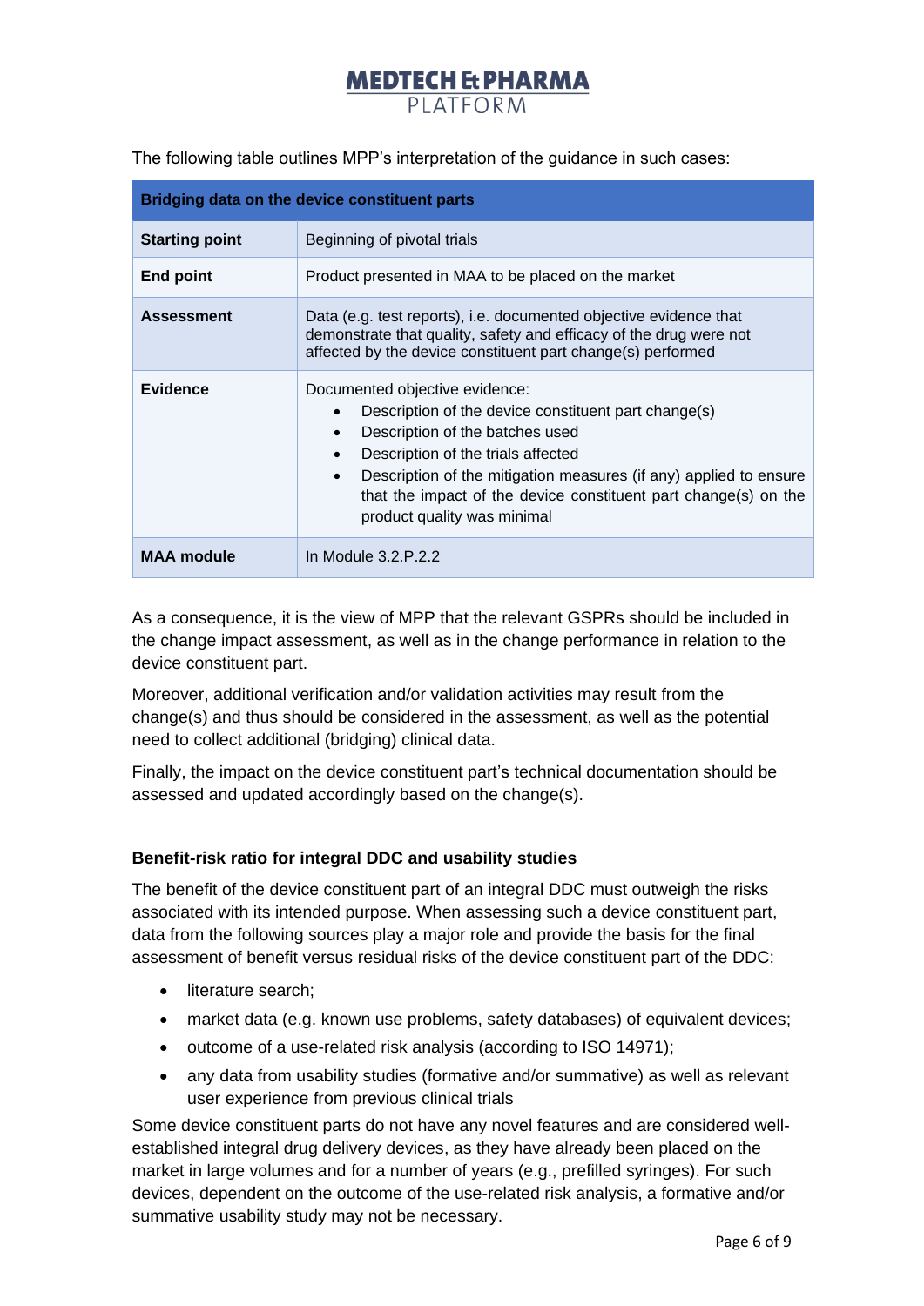The following table outlines MPP's interpretation of the guidance in such cases:

| Bridging data on the device constituent parts | |
|---|---|
| **Starting point** | Beginning of pivotal trials |
| **End point** | Product presented in MAA to be placed on the market |
| **Assessment** | Data (e.g. test reports), i.e. documented objective evidence that demonstrate that quality, safety and efficacy of the drug were not affected by the device constituent part change(s) performed |
| **Evidence** | Documented objective evidence:<br>• Description of the device constituent part change(s)<br>• Description of the batches used<br>• Description of the trials affected<br>• Description of the mitigation measures (if any) applied to ensure that the impact of the device constituent part change(s) on the product quality was minimal |
| **MAA module** | In Module 3.2.P.2.2 |

As a consequence, it is the view of MPP that the relevant GSPRs should be included in the change impact assessment, as well as in the change performance in relation to the device constituent part.

Moreover, additional verification and/or validation activities may result from the change(s) and thus should be considered in the assessment, as well as the potential need to collect additional (bridging) clinical data.

Finally, the impact on the device constituent part's technical documentation should be assessed and updated accordingly based on the change(s).

### Benefit-risk ratio for integral DDC and usability studies

The benefit of the device constituent part of an integral DDC must outweigh the risks associated with its intended purpose. When assessing such a device constituent part, data from the following sources play a major role and provide the basis for the final assessment of benefit versus residual risks of the device constituent part of the DDC:

- literature search;
- market data (e.g. known use problems, safety databases) of equivalent devices;
- outcome of a use-related risk analysis (according to ISO 14971);
- any data from usability studies (formative and/or summative) as well as relevant user experience from previous clinical trials

Some device constituent parts do not have any novel features and are considered well-established integral drug delivery devices, as they have already been placed on the market in large volumes and for a number of years (e.g., prefilled syringes). For such devices, dependent on the outcome of the use-related risk analysis, a formative and/or summative usability study may not be necessary.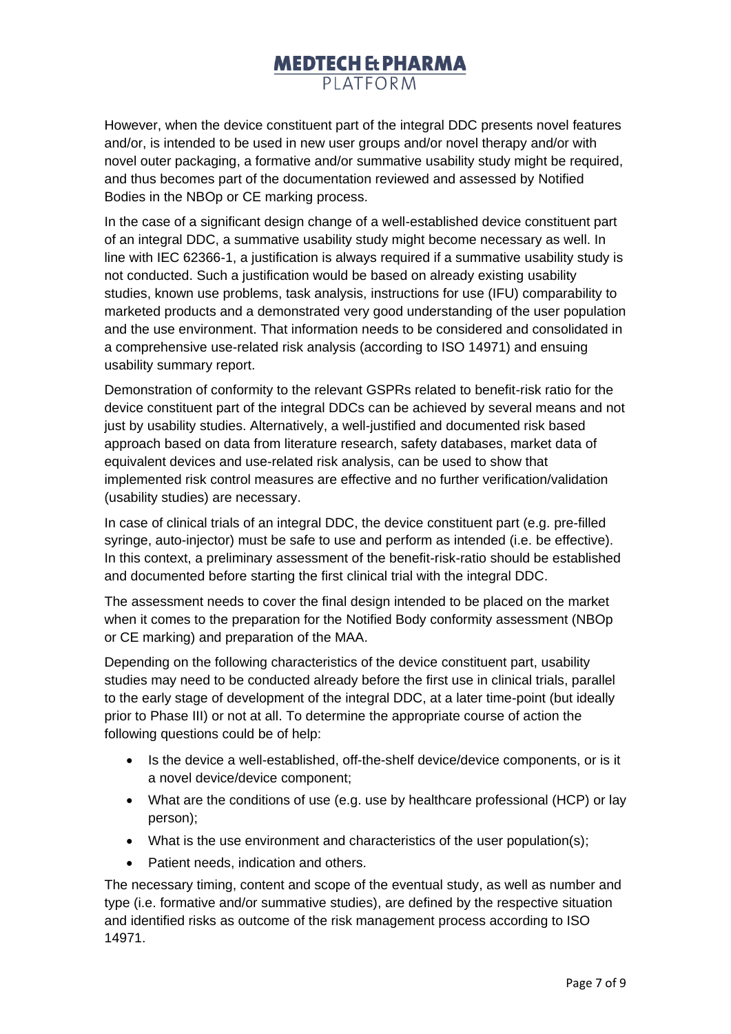However, when the device constituent part of the integral DDC presents novel features and/or, is intended to be used in new user groups and/or novel therapy and/or with novel outer packaging, a formative and/or summative usability study might be required, and thus becomes part of the documentation reviewed and assessed by Notified Bodies in the NBOp or CE marking process.

In the case of a significant design change of a well-established device constituent part of an integral DDC, a summative usability study might become necessary as well. In line with IEC 62366-1, a justification is always required if a summative usability study is not conducted. Such a justification would be based on already existing usability studies, known use problems, task analysis, instructions for use (IFU) comparability to marketed products and a demonstrated very good understanding of the user population and the use environment. That information needs to be considered and consolidated in a comprehensive use-related risk analysis (according to ISO 14971) and ensuing usability summary report.

Demonstration of conformity to the relevant GSPRs related to benefit-risk ratio for the device constituent part of the integral DDCs can be achieved by several means and not just by usability studies. Alternatively, a well-justified and documented risk based approach based on data from literature research, safety databases, market data of equivalent devices and use-related risk analysis, can be used to show that implemented risk control measures are effective and no further verification/validation (usability studies) are necessary.

In case of clinical trials of an integral DDC, the device constituent part (e.g. pre-filled syringe, auto-injector) must be safe to use and perform as intended (i.e. be effective). In this context, a preliminary assessment of the benefit-risk-ratio should be established and documented before starting the first clinical trial with the integral DDC.

The assessment needs to cover the final design intended to be placed on the market when it comes to the preparation for the Notified Body conformity assessment (NBOp or CE marking) and preparation of the MAA.

Depending on the following characteristics of the device constituent part, usability studies may need to be conducted already before the first use in clinical trials, parallel to the early stage of development of the integral DDC, at a later time-point (but ideally prior to Phase III) or not at all. To determine the appropriate course of action the following questions could be of help:

- Is the device a well-established, off-the-shelf device/device components, or is it a novel device/device component;
- What are the conditions of use (e.g. use by healthcare professional (HCP) or lay person);
- What is the use environment and characteristics of the user population(s);
- Patient needs, indication and others.

The necessary timing, content and scope of the eventual study, as well as number and type (i.e. formative and/or summative studies), are defined by the respective situation and identified risks as outcome of the risk management process according to ISO 14971.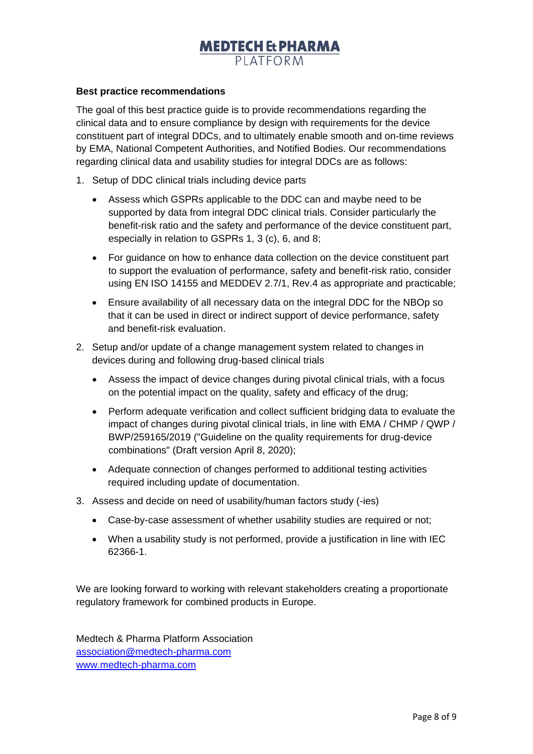**Best practice recommendations**

The goal of this best practice guide is to provide recommendations regarding the clinical data and to ensure compliance by design with requirements for the device constituent part of integral DDCs, and to ultimately enable smooth and on-time reviews by EMA, National Competent Authorities, and Notified Bodies. Our recommendations regarding clinical data and usability studies for integral DDCs are as follows:

1. Setup of DDC clinical trials including device parts
   - Assess which GSPRs applicable to the DDC can and maybe need to be supported by data from integral DDC clinical trials. Consider particularly the benefit-risk ratio and the safety and performance of the device constituent part, especially in relation to GSPRs 1, 3 (c), 6, and 8;
   - For guidance on how to enhance data collection on the device constituent part to support the evaluation of performance, safety and benefit-risk ratio, consider using EN ISO 14155 and MEDDEV 2.7/1, Rev.4 as appropriate and practicable;
   - Ensure availability of all necessary data on the integral DDC for the NBOp so that it can be used in direct or indirect support of device performance, safety and benefit-risk evaluation.
2. Setup and/or update of a change management system related to changes in devices during and following drug-based clinical trials
   - Assess the impact of device changes during pivotal clinical trials, with a focus on the potential impact on the quality, safety and efficacy of the drug;
   - Perform adequate verification and collect sufficient bridging data to evaluate the impact of changes during pivotal clinical trials, in line with EMA / CHMP / QWP / BWP/259165/2019 ("Guideline on the quality requirements for drug-device combinations" (Draft version April 8, 2020);
   - Adequate connection of changes performed to additional testing activities required including update of documentation.
3. Assess and decide on need of usability/human factors study (-ies)
   - Case-by-case assessment of whether usability studies are required or not;
   - When a usability study is not performed, provide a justification in line with IEC 62366-1.

We are looking forward to working with relevant stakeholders creating a proportionate regulatory framework for combined products in Europe.

Medtech & Pharma Platform Association
association@medtech-pharma.com
www.medtech-pharma.com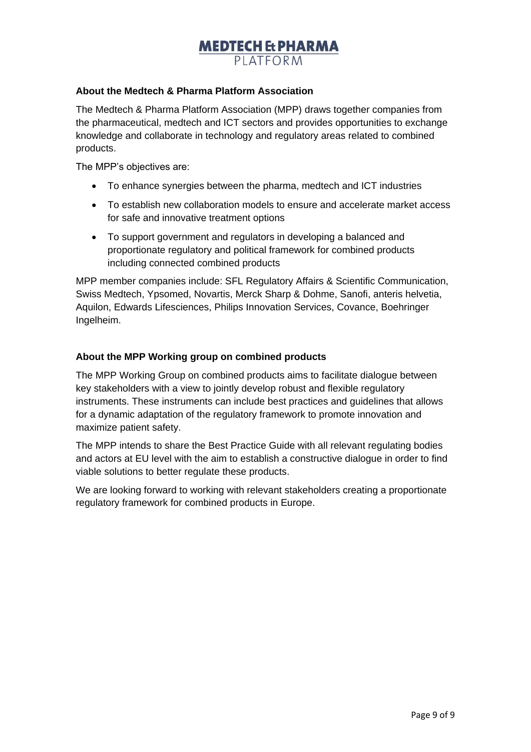## About the Medtech & Pharma Platform Association

The Medtech & Pharma Platform Association (MPP) draws together companies from the pharmaceutical, medtech and ICT sectors and provides opportunities to exchange knowledge and collaborate in technology and regulatory areas related to combined products.

The MPP's objectives are:

- To enhance synergies between the pharma, medtech and ICT industries
- To establish new collaboration models to ensure and accelerate market access for safe and innovative treatment options
- To support government and regulators in developing a balanced and proportionate regulatory and political framework for combined products including connected combined products

MPP member companies include: SFL Regulatory Affairs & Scientific Communication, Swiss Medtech, Ypsomed, Novartis, Merck Sharp & Dohme, Sanofi, anteris helvetia, Aquilon, Edwards Lifesciences, Philips Innovation Services, Covance, Boehringer Ingelheim.

## About the MPP Working group on combined products

The MPP Working Group on combined products aims to facilitate dialogue between key stakeholders with a view to jointly develop robust and flexible regulatory instruments. These instruments can include best practices and guidelines that allows for a dynamic adaptation of the regulatory framework to promote innovation and maximize patient safety.

The MPP intends to share the Best Practice Guide with all relevant regulating bodies and actors at EU level with the aim to establish a constructive dialogue in order to find viable solutions to better regulate these products.

We are looking forward to working with relevant stakeholders creating a proportionate regulatory framework for combined products in Europe.